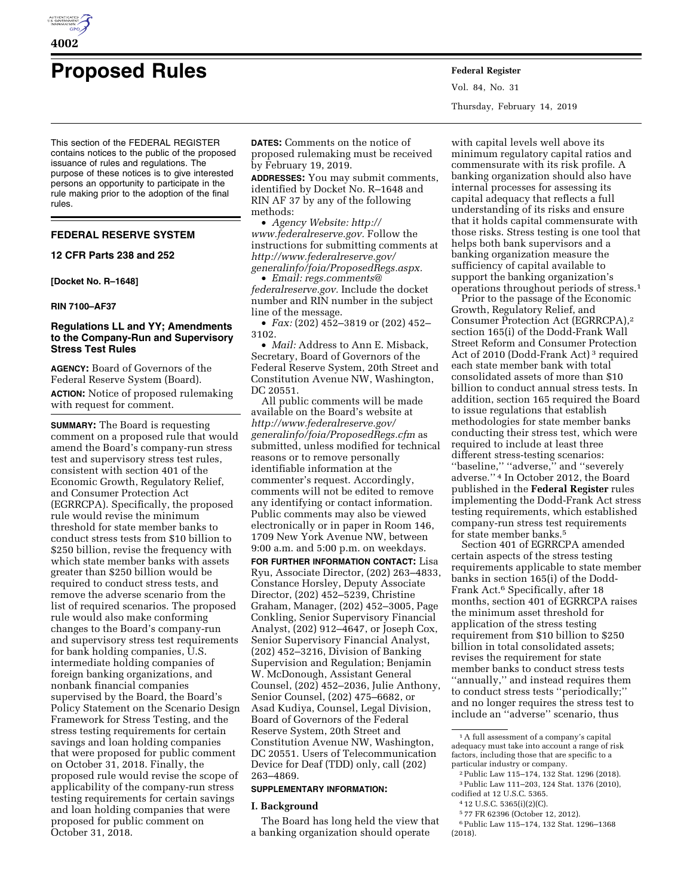# Proposed Rules

This section of the FEDERAL REGISTER contains notices to the public of the proposed issuance of rules and regulations. The purpose of these notices is to give interested persons an opportunity to participate in the rule making prior to the adoption of the final rules.

## FEDERAL RESERVE SYSTEM

### 12 CFR Parts 238 and 252

**[Docket No. R–1648]**

**RIN 7100–AF37**

### Regulations LL and YY; Amendments to the Company-Run and Supervisory Stress Test Rules

**AGENCY:** Board of Governors of the Federal Reserve System (Board).

**ACTION:** Notice of proposed rulemaking with request for comment.

**SUMMARY:** The Board is requesting comment on a proposed rule that would amend the Board's company-run stress test and supervisory stress test rules, consistent with section 401 of the Economic Growth, Regulatory Relief, and Consumer Protection Act (EGRRCPA). Specifically, the proposed rule would revise the minimum threshold for state member banks to conduct stress tests from $10 billion to $250 billion, revise the frequency with which state member banks with assets greater than $250 billion would be required to conduct stress tests, and remove the adverse scenario from the list of required scenarios. The proposed rule would also make conforming changes to the Board's company-run and supervisory stress test requirements for bank holding companies, U.S. intermediate holding companies of foreign banking organizations, and nonbank financial companies supervised by the Board, the Board's Policy Statement on the Scenario Design Framework for Stress Testing, and the stress testing requirements for certain savings and loan holding companies that were proposed for public comment on October 31, 2018. Finally, the proposed rule would revise the scope of applicability of the company-run stress testing requirements for certain savings and loan holding companies that were proposed for public comment on October 31, 2018.

**DATES:** Comments on the notice of proposed rulemaking must be received by February 19, 2019.

**ADDRESSES:** You may submit comments, identified by Docket No. R–1648 and RIN AF 37 by any of the following methods:

- *Agency Website: http://www.federalreserve.gov.* Follow the instructions for submitting comments at *http://www.federalreserve.gov/generalinfo/foia/ProposedRegs.aspx.*
- *Email: regs.comments@federalreserve.gov.* Include the docket number and RIN number in the subject line of the message.
- *Fax:* (202) 452–3819 or (202) 452–3102.
- *Mail:* Address to Ann E. Misback, Secretary, Board of Governors of the Federal Reserve System, 20th Street and Constitution Avenue NW, Washington, DC 20551.

All public comments will be made available on the Board's website at *http://www.federalreserve.gov/generalinfo/foia/ProposedRegs.cfm* as submitted, unless modified for technical reasons or to remove personally identifiable information at the commenter's request. Accordingly, comments will not be edited to remove any identifying or contact information. Public comments may also be viewed electronically or in paper in Room 146, 1709 New York Avenue NW, between 9:00 a.m. and 5:00 p.m. on weekdays.

**FOR FURTHER INFORMATION CONTACT:** Lisa Ryu, Associate Director, (202) 263–4833, Constance Horsley, Deputy Associate Director, (202) 452–5239, Christine Graham, Manager, (202) 452–3005, Page Conkling, Senior Supervisory Financial Analyst, (202) 912–4647, or Joseph Cox, Senior Supervisory Financial Analyst, (202) 452–3216, Division of Banking Supervision and Regulation; Benjamin W. McDonough, Assistant General Counsel, (202) 452–2036, Julie Anthony, Senior Counsel, (202) 475–6682, or Asad Kudiya, Counsel, Legal Division, Board of Governors of the Federal Reserve System, 20th Street and Constitution Avenue NW, Washington, DC 20551. Users of Telecommunication Device for Deaf (TDD) only, call (202) 263–4869.

**SUPPLEMENTARY INFORMATION:**

### I. Background

The Board has long held the view that a banking organization should operate with capital levels well above its minimum regulatory capital ratios and commensurate with its risk profile. A banking organization should also have internal processes for assessing its capital adequacy that reflects a full understanding of its risks and ensure that it holds capital commensurate with those risks. Stress testing is one tool that helps both bank supervisors and a banking organization measure the sufficiency of capital available to support the banking organization's operations throughout periods of stress.[1]

Prior to the passage of the Economic Growth, Regulatory Relief, and Consumer Protection Act (EGRRCPA),[2] section 165(i) of the Dodd-Frank Wall Street Reform and Consumer Protection Act of 2010 (Dodd-Frank Act)[3] required each state member bank with total consolidated assets of more than $10 billion to conduct annual stress tests. In addition, section 165 required the Board to issue regulations that establish methodologies for state member banks conducting their stress test, which were required to include at least three different stress-testing scenarios: ''baseline,'' ''adverse,'' and ''severely adverse.''[4] In October 2012, the Board published in the **Federal Register** rules implementing the Dodd-Frank Act stress testing requirements, which established company-run stress test requirements for state member banks.[5]

Section 401 of EGRRCPA amended certain aspects of the stress testing requirements applicable to state member banks in section 165(i) of the Dodd-Frank Act.[6] Specifically, after 18 months, section 401 of EGRRCPA raises the minimum asset threshold for application of the stress testing requirement from $10 billion to $250 billion in total consolidated assets; revises the requirement for state member banks to conduct stress tests ''annually,'' and instead requires them to conduct stress tests ''periodically;'' and no longer requires the stress test to include an ''adverse'' scenario, thus

[1] A full assessment of a company's capital adequacy must take into account a range of risk factors, including those that are specific to a particular industry or company.

[2] Public Law 115–174, 132 Stat. 1296 (2018).

[3] Public Law 111–203, 124 Stat. 1376 (2010), codified at 12 U.S.C. 5365.

[4] 12 U.S.C. 5365(i)(2)(C).

[5] 77 FR 62396 (October 12, 2012).

[6] Public Law 115–174, 132 Stat. 1296–1368 (2018).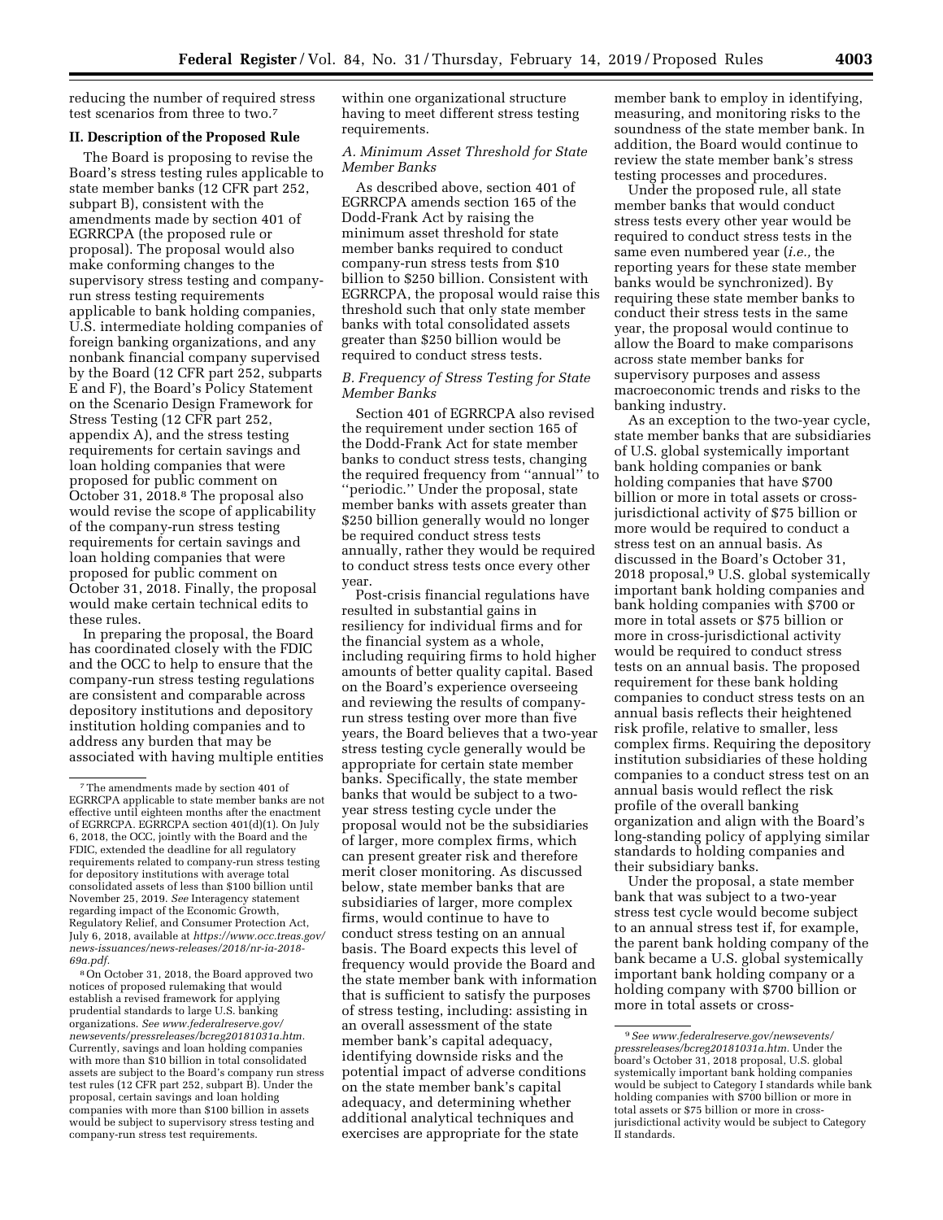reducing the number of required stress test scenarios from three to two.[7]

## II. Description of the Proposed Rule

The Board is proposing to revise the Board's stress testing rules applicable to state member banks (12 CFR part 252, subpart B), consistent with the amendments made by section 401 of EGRRCPA (the proposed rule or proposal). The proposal would also make conforming changes to the supervisory stress testing and company-run stress testing requirements applicable to bank holding companies, U.S. intermediate holding companies of foreign banking organizations, and any nonbank financial company supervised by the Board (12 CFR part 252, subparts E and F), the Board's Policy Statement on the Scenario Design Framework for Stress Testing (12 CFR part 252, appendix A), and the stress testing requirements for certain savings and loan holding companies that were proposed for public comment on October 31, 2018.[8] The proposal also would revise the scope of applicability of the company-run stress testing requirements for certain savings and loan holding companies that were proposed for public comment on October 31, 2018. Finally, the proposal would make certain technical edits to these rules.

In preparing the proposal, the Board has coordinated closely with the FDIC and the OCC to help to ensure that the company-run stress testing regulations are consistent and comparable across depository institutions and depository institution holding companies and to address any burden that may be associated with having multiple entities within one organizational structure having to meet different stress testing requirements.

### A. Minimum Asset Threshold for State Member Banks

As described above, section 401 of EGRRCPA amends section 165 of the Dodd-Frank Act by raising the minimum asset threshold for state member banks required to conduct company-run stress tests from $10 billion to $250 billion. Consistent with EGRRCPA, the proposal would raise this threshold such that only state member banks with total consolidated assets greater than $250 billion would be required to conduct stress tests.

### B. Frequency of Stress Testing for State Member Banks

Section 401 of EGRRCPA also revised the requirement under section 165 of the Dodd-Frank Act for state member banks to conduct stress tests, changing the required frequency from "annual" to "periodic." Under the proposal, state member banks with assets greater than $250 billion generally would no longer be required conduct stress tests annually, rather they would be required to conduct stress tests once every other year.

Post-crisis financial regulations have resulted in substantial gains in resiliency for individual firms and for the financial system as a whole, including requiring firms to hold higher amounts of better quality capital. Based on the Board's experience overseeing and reviewing the results of company-run stress testing over more than five years, the Board believes that a two-year stress testing cycle generally would be appropriate for certain state member banks. Specifically, the state member banks that would be subject to a two-year stress testing cycle under the proposal would not be the subsidiaries of larger, more complex firms, which can present greater risk and therefore merit closer monitoring. As discussed below, state member banks that are subsidiaries of larger, more complex firms, would continue to have to conduct stress testing on an annual basis. The Board expects this level of frequency would provide the Board and the state member bank with information that is sufficient to satisfy the purposes of stress testing, including: assisting in an overall assessment of the state member bank's capital adequacy, identifying downside risks and the potential impact of adverse conditions on the state member bank's capital adequacy, and determining whether additional analytical techniques and exercises are appropriate for the state member bank to employ in identifying, measuring, and monitoring risks to the soundness of the state member bank. In addition, the Board would continue to review the state member bank's stress testing processes and procedures.

Under the proposed rule, all state member banks that would conduct stress tests every other year would be required to conduct stress tests in the same even numbered year (*i.e.,* the reporting years for these state member banks would be synchronized). By requiring these state member banks to conduct their stress tests in the same year, the proposal would continue to allow the Board to make comparisons across state member banks for supervisory purposes and assess macroeconomic trends and risks to the banking industry.

As an exception to the two-year cycle, state member banks that are subsidiaries of U.S. global systemically important bank holding companies or bank holding companies that have $700 billion or more in total assets or cross-jurisdictional activity of $75 billion or more would be required to conduct a stress test on an annual basis. As discussed in the Board's October 31, 2018 proposal,[9] U.S. global systemically important bank holding companies and bank holding companies with $700 or more in total assets or $75 billion or more in cross-jurisdictional activity would be required to conduct stress tests on an annual basis. The proposed requirement for these bank holding companies to conduct stress tests on an annual basis reflects their heightened risk profile, relative to smaller, less complex firms. Requiring the depository institution subsidiaries of these holding companies to a conduct stress test on an annual basis would reflect the risk profile of the overall banking organization and align with the Board's long-standing policy of applying similar standards to holding companies and their subsidiary banks.

Under the proposal, a state member bank that was subject to a two-year stress test cycle would become subject to an annual stress test if, for example, the parent bank holding company of the bank became a U.S. global systemically important bank holding company or a holding company with $700 billion or more in total assets or cross-

---

[7] The amendments made by section 401 of EGRRCPA applicable to state member banks are not effective until eighteen months after the enactment of EGRRCPA. EGRRCPA section 401(d)(1). On July 6, 2018, the OCC, jointly with the Board and the FDIC, extended the deadline for all regulatory requirements related to company-run stress testing for depository institutions with average total consolidated assets of less than $100 billion until November 25, 2019. *See* Interagency statement regarding impact of the Economic Growth, Regulatory Relief, and Consumer Protection Act, July 6, 2018, available at *https://www.occ.treas.gov/news-issuances/news-releases/2018/nr-ia-2018-69a.pdf.*

[8] On October 31, 2018, the Board approved two notices of proposed rulemaking that would establish a revised framework for applying prudential standards to large U.S. banking organizations. *See www.federalreserve.gov/newsevents/pressreleases/bcreg20181031a.htm.* Currently, savings and loan holding companies with more than $10 billion in total consolidated assets are subject to the Board's company run stress test rules (12 CFR part 252, subpart B). Under the proposal, certain savings and loan holding companies with more than $100 billion in assets would be subject to supervisory stress testing and company-run stress test requirements.

[9] *See www.federalreserve.gov/newsevents/pressreleases/bcreg20181031a.htm.* Under the board's October 31, 2018 proposal, U.S. global systemically important bank holding companies would be subject to Category I standards while bank holding companies with $700 billion or more in total assets or $75 billion or more in cross-jurisdictional activity would be subject to Category II standards.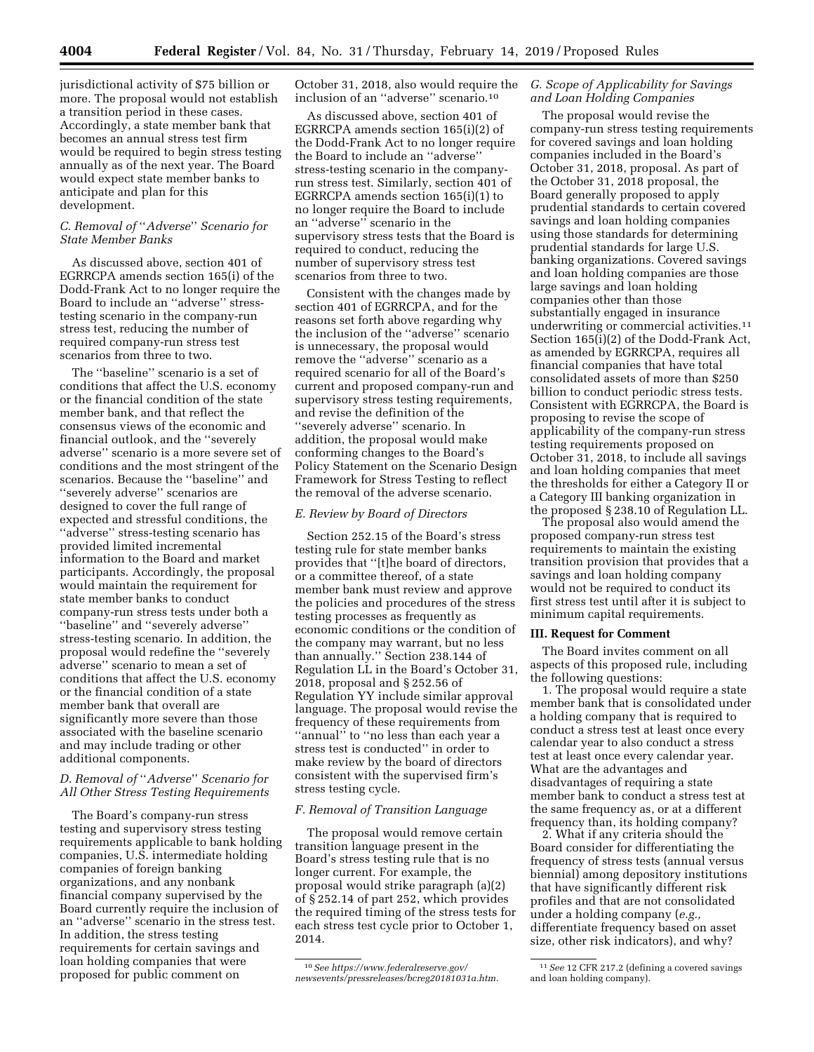jurisdictional activity of $75 billion or more. The proposal would not establish a transition period in these cases. Accordingly, a state member bank that becomes an annual stress test firm would be required to begin stress testing annually as of the next year. The Board would expect state member banks to anticipate and plan for this development.

### C. Removal of ''Adverse'' Scenario for State Member Banks

As discussed above, section 401 of EGRRCPA amends section 165(i) of the Dodd-Frank Act to no longer require the Board to include an ''adverse'' stress-testing scenario in the company-run stress test, reducing the number of required company-run stress test scenarios from three to two.

The ''baseline'' scenario is a set of conditions that affect the U.S. economy or the financial condition of the state member bank, and that reflect the consensus views of the economic and financial outlook, and the ''severely adverse'' scenario is a more severe set of conditions and the most stringent of the scenarios. Because the ''baseline'' and ''severely adverse'' scenarios are designed to cover the full range of expected and stressful conditions, the ''adverse'' stress-testing scenario has provided limited incremental information to the Board and market participants. Accordingly, the proposal would maintain the requirement for state member banks to conduct company-run stress tests under both a ''baseline'' and ''severely adverse'' stress-testing scenario. In addition, the proposal would redefine the ''severely adverse'' scenario to mean a set of conditions that affect the U.S. economy or the financial condition of a state member bank that overall are significantly more severe than those associated with the baseline scenario and may include trading or other additional components.

### D. Removal of ''Adverse'' Scenario for All Other Stress Testing Requirements

The Board's company-run stress testing and supervisory stress testing requirements applicable to bank holding companies, U.S. intermediate holding companies of foreign banking organizations, and any nonbank financial company supervised by the Board currently require the inclusion of an ''adverse'' scenario in the stress test. In addition, the stress testing requirements for certain savings and loan holding companies that were proposed for public comment on October 31, 2018, also would require the inclusion of an ''adverse'' scenario.[10]

As discussed above, section 401 of EGRRCPA amends section 165(i)(2) of the Dodd-Frank Act to no longer require the Board to include an ''adverse'' stress-testing scenario in the company-run stress test. Similarly, section 401 of EGRRCPA amends section 165(i)(1) to no longer require the Board to include an ''adverse'' scenario in the supervisory stress tests that the Board is required to conduct, reducing the number of supervisory stress test scenarios from three to two.

Consistent with the changes made by section 401 of EGRRCPA, and for the reasons set forth above regarding why the inclusion of the ''adverse'' scenario is unnecessary, the proposal would remove the ''adverse'' scenario as a required scenario for all of the Board's current and proposed company-run and supervisory stress testing requirements, and revise the definition of the ''severely adverse'' scenario. In addition, the proposal would make conforming changes to the Board's Policy Statement on the Scenario Design Framework for Stress Testing to reflect the removal of the adverse scenario.

### E. Review by Board of Directors

Section 252.15 of the Board's stress testing rule for state member banks provides that ''[t]he board of directors, or a committee thereof, of a state member bank must review and approve the policies and procedures of the stress testing processes as frequently as economic conditions or the condition of the company may warrant, but no less than annually.'' Section 238.144 of Regulation LL in the Board's October 31, 2018, proposal and § 252.56 of Regulation YY include similar approval language. The proposal would revise the frequency of these requirements from ''annual'' to ''no less than each year a stress test is conducted'' in order to make review by the board of directors consistent with the supervised firm's stress testing cycle.

### F. Removal of Transition Language

The proposal would remove certain transition language present in the Board's stress testing rule that is no longer current. For example, the proposal would strike paragraph (a)(2) of § 252.14 of part 252, which provides the required timing of the stress tests for each stress test cycle prior to October 1, 2014.

### G. Scope of Applicability for Savings and Loan Holding Companies

The proposal would revise the company-run stress testing requirements for covered savings and loan holding companies included in the Board's October 31, 2018, proposal. As part of the October 31, 2018 proposal, the Board generally proposed to apply prudential standards to certain covered savings and loan holding companies using those standards for determining prudential standards for large U.S. banking organizations. Covered savings and loan holding companies are those large savings and loan holding companies other than those substantially engaged in insurance underwriting or commercial activities.[11] Section 165(i)(2) of the Dodd-Frank Act, as amended by EGRRCPA, requires all financial companies that have total consolidated assets of more than $250 billion to conduct periodic stress tests. Consistent with EGRRCPA, the Board is proposing to revise the scope of applicability of the company-run stress testing requirements proposed on October 31, 2018, to include all savings and loan holding companies that meet the thresholds for either a Category II or a Category III banking organization in the proposed § 238.10 of Regulation LL.

The proposal also would amend the proposed company-run stress test requirements to maintain the existing transition provision that provides that a savings and loan holding company would not be required to conduct its first stress test until after it is subject to minimum capital requirements.

## III. Request for Comment

The Board invites comment on all aspects of this proposed rule, including the following questions:

1. The proposal would require a state member bank that is consolidated under a holding company that is required to conduct a stress test at least once every calendar year to also conduct a stress test at least once every calendar year. What are the advantages and disadvantages of requiring a state member bank to conduct a stress test at the same frequency as, or at a different frequency than, its holding company?

2. What if any criteria should the Board consider for differentiating the frequency of stress tests (annual versus biennial) among depository institutions that have significantly different risk profiles and that are not consolidated under a holding company (*e.g.,* differentiate frequency based on asset size, other risk indicators), and why?

---

[10] *See https://www.federalreserve.gov/newsevents/pressreleases/bcreg20181031a.htm.*

[11] *See* 12 CFR 217.2 (defining a covered savings and loan holding company).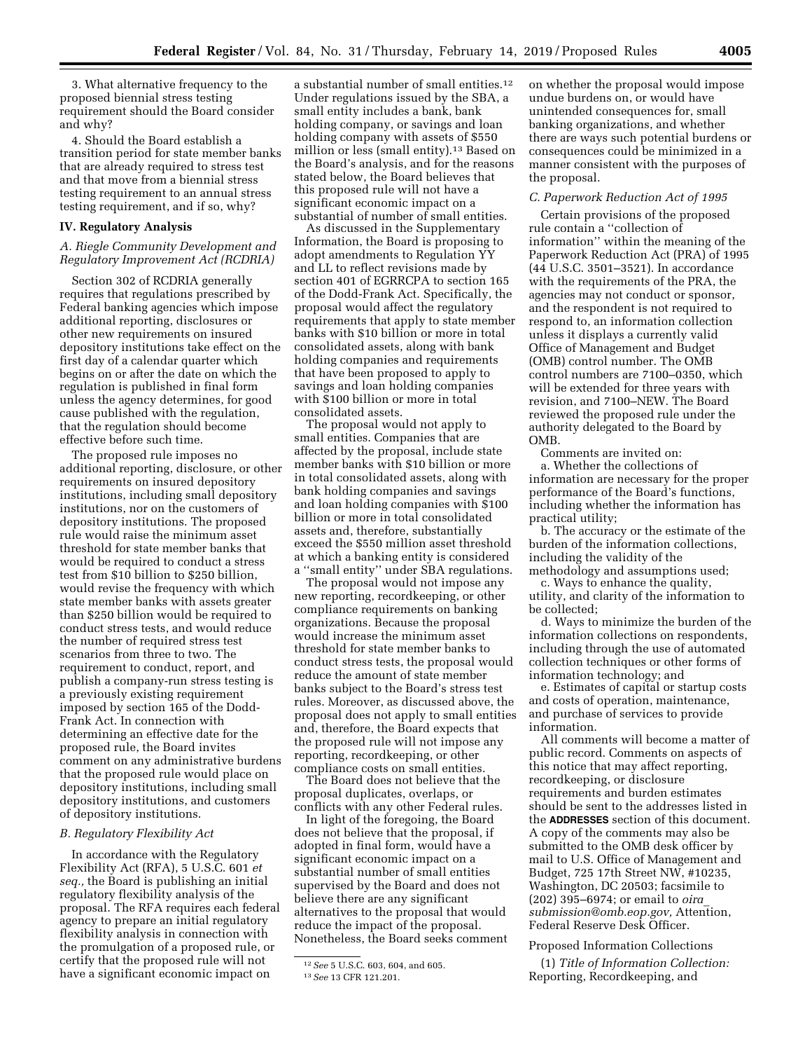3. What alternative frequency to the proposed biennial stress testing requirement should the Board consider and why?

4. Should the Board establish a transition period for state member banks that are already required to stress test and that move from a biennial stress testing requirement to an annual stress testing requirement, and if so, why?

## IV. Regulatory Analysis

### A. Riegle Community Development and Regulatory Improvement Act (RCDRIA)

Section 302 of RCDRIA generally requires that regulations prescribed by Federal banking agencies which impose additional reporting, disclosures or other new requirements on insured depository institutions take effect on the first day of a calendar quarter which begins on or after the date on which the regulation is published in final form unless the agency determines, for good cause published with the regulation, that the regulation should become effective before such time.

The proposed rule imposes no additional reporting, disclosure, or other requirements on insured depository institutions, including small depository institutions, nor on the customers of depository institutions. The proposed rule would raise the minimum asset threshold for state member banks that would be required to conduct a stress test from $10 billion to $250 billion, would revise the frequency with which state member banks with assets greater than $250 billion would be required to conduct stress tests, and would reduce the number of required stress test scenarios from three to two. The requirement to conduct, report, and publish a company-run stress testing is a previously existing requirement imposed by section 165 of the Dodd-Frank Act. In connection with determining an effective date for the proposed rule, the Board invites comment on any administrative burdens that the proposed rule would place on depository institutions, including small depository institutions, and customers of depository institutions.

### B. Regulatory Flexibility Act

In accordance with the Regulatory Flexibility Act (RFA), 5 U.S.C. 601 *et seq.,* the Board is publishing an initial regulatory flexibility analysis of the proposal. The RFA requires each federal agency to prepare an initial regulatory flexibility analysis in connection with the promulgation of a proposed rule, or certify that the proposed rule will not have a significant economic impact on a substantial number of small entities.[12] Under regulations issued by the SBA, a small entity includes a bank, bank holding company, or savings and loan holding company with assets of $550 million or less (small entity).[13] Based on the Board's analysis, and for the reasons stated below, the Board believes that this proposed rule will not have a significant economic impact on a substantial of number of small entities.

As discussed in the Supplementary Information, the Board is proposing to adopt amendments to Regulation YY and LL to reflect revisions made by section 401 of EGRRCPA to section 165 of the Dodd-Frank Act. Specifically, the proposal would affect the regulatory requirements that apply to state member banks with $10 billion or more in total consolidated assets, along with bank holding companies and requirements that have been proposed to apply to savings and loan holding companies with $100 billion or more in total consolidated assets.

The proposal would not apply to small entities. Companies that are affected by the proposal, include state member banks with $10 billion or more in total consolidated assets, along with bank holding companies and savings and loan holding companies with $100 billion or more in total consolidated assets and, therefore, substantially exceed the $550 million asset threshold at which a banking entity is considered a ''small entity'' under SBA regulations.

The proposal would not impose any new reporting, recordkeeping, or other compliance requirements on banking organizations. Because the proposal would increase the minimum asset threshold for state member banks to conduct stress tests, the proposal would reduce the amount of state member banks subject to the Board's stress test rules. Moreover, as discussed above, the proposal does not apply to small entities and, therefore, the Board expects that the proposed rule will not impose any reporting, recordkeeping, or other compliance costs on small entities.

The Board does not believe that the proposal duplicates, overlaps, or conflicts with any other Federal rules.

In light of the foregoing, the Board does not believe that the proposal, if adopted in final form, would have a significant economic impact on a substantial number of small entities supervised by the Board and does not believe there are any significant alternatives to the proposal that would reduce the impact of the proposal. Nonetheless, the Board seeks comment on whether the proposal would impose undue burdens on, or would have unintended consequences for, small banking organizations, and whether there are ways such potential burdens or consequences could be minimized in a manner consistent with the purposes of the proposal.

### C. Paperwork Reduction Act of 1995

Certain provisions of the proposed rule contain a ''collection of information'' within the meaning of the Paperwork Reduction Act (PRA) of 1995 (44 U.S.C. 3501–3521). In accordance with the requirements of the PRA, the agencies may not conduct or sponsor, and the respondent is not required to respond to, an information collection unless it displays a currently valid Office of Management and Budget (OMB) control number. The OMB control numbers are 7100–0350, which will be extended for three years with revision, and 7100–NEW. The Board reviewed the proposed rule under the authority delegated to the Board by OMB.

Comments are invited on:

a. Whether the collections of information are necessary for the proper performance of the Board's functions, including whether the information has practical utility;

b. The accuracy or the estimate of the burden of the information collections, including the validity of the methodology and assumptions used;

c. Ways to enhance the quality, utility, and clarity of the information to be collected;

d. Ways to minimize the burden of the information collections on respondents, including through the use of automated collection techniques or other forms of information technology; and

e. Estimates of capital or startup costs and costs of operation, maintenance, and purchase of services to provide information.

All comments will become a matter of public record. Comments on aspects of this notice that may affect reporting, recordkeeping, or disclosure requirements and burden estimates should be sent to the addresses listed in the **ADDRESSES** section of this document. A copy of the comments may also be submitted to the OMB desk officer by mail to U.S. Office of Management and Budget, 725 17th Street NW, #10235, Washington, DC 20503; facsimile to (202) 395–6974; or email to *oira_submission@omb.eop.gov,* Attention, Federal Reserve Desk Officer.

Proposed Information Collections

(1) *Title of Information Collection:* Reporting, Recordkeeping, and

---

[12] *See* 5 U.S.C. 603, 604, and 605.

[13] *See* 13 CFR 121.201.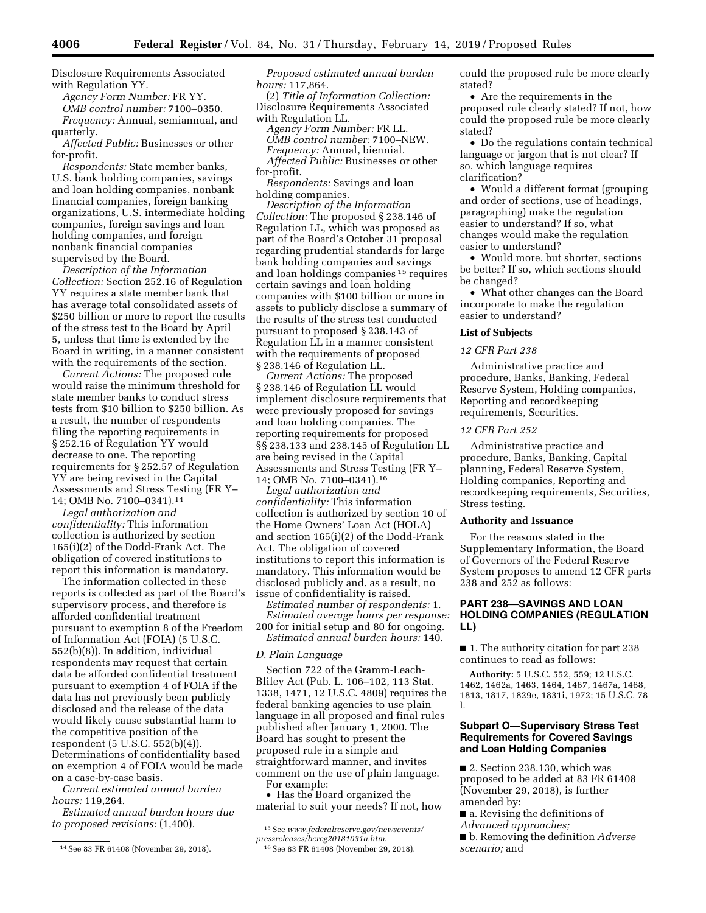Disclosure Requirements Associated with Regulation YY.

*Agency Form Number:* FR YY.

*OMB control number:* 7100–0350.

*Frequency:* Annual, semiannual, and quarterly.

*Affected Public:* Businesses or other for-profit.

*Respondents:* State member banks, U.S. bank holding companies, savings and loan holding companies, nonbank financial companies, foreign banking organizations, U.S. intermediate holding companies, foreign savings and loan holding companies, and foreign nonbank financial companies supervised by the Board.

*Description of the Information Collection:* Section 252.16 of Regulation YY requires a state member bank that has average total consolidated assets of $250 billion or more to report the results of the stress test to the Board by April 5, unless that time is extended by the Board in writing, in a manner consistent with the requirements of the section.

*Current Actions:* The proposed rule would raise the minimum threshold for state member banks to conduct stress tests from $10 billion to $250 billion. As a result, the number of respondents filing the reporting requirements in § 252.16 of Regulation YY would decrease to one. The reporting requirements for § 252.57 of Regulation YY are being revised in the Capital Assessments and Stress Testing (FR Y–14; OMB No. 7100–0341).[14]

*Legal authorization and confidentiality:* This information collection is authorized by section 165(i)(2) of the Dodd-Frank Act. The obligation of covered institutions to report this information is mandatory.

The information collected in these reports is collected as part of the Board's supervisory process, and therefore is afforded confidential treatment pursuant to exemption 8 of the Freedom of Information Act (FOIA) (5 U.S.C. 552(b)(8)). In addition, individual respondents may request that certain data be afforded confidential treatment pursuant to exemption 4 of FOIA if the data has not previously been publicly disclosed and the release of the data would likely cause substantial harm to the competitive position of the respondent (5 U.S.C. 552(b)(4)). Determinations of confidentiality based on exemption 4 of FOIA would be made on a case-by-case basis.

*Current estimated annual burden hours:* 119,264.

*Estimated annual burden hours due to proposed revisions:* (1,400).

*Proposed estimated annual burden hours:* 117,864.

(2) *Title of Information Collection:* Disclosure Requirements Associated with Regulation LL.

*Agency Form Number:* FR LL.

*OMB control number:* 7100–NEW.

*Frequency:* Annual, biennial.

*Affected Public:* Businesses or other for-profit.

*Respondents:* Savings and loan holding companies.

*Description of the Information Collection:* The proposed § 238.146 of Regulation LL, which was proposed as part of the Board's October 31 proposal regarding prudential standards for large bank holding companies and savings and loan holdings companies[15] requires certain savings and loan holding companies with $100 billion or more in assets to publicly disclose a summary of the results of the stress test conducted pursuant to proposed § 238.143 of Regulation LL in a manner consistent with the requirements of proposed § 238.146 of Regulation LL.

*Current Actions:* The proposed § 238.146 of Regulation LL would implement disclosure requirements that were previously proposed for savings and loan holding companies. The reporting requirements for proposed §§ 238.133 and 238.145 of Regulation LL are being revised in the Capital Assessments and Stress Testing (FR Y–14; OMB No. 7100–0341).[16]

*Legal authorization and confidentiality:* This information collection is authorized by section 10 of the Home Owners' Loan Act (HOLA) and section 165(i)(2) of the Dodd-Frank Act. The obligation of covered institutions to report this information is mandatory. This information would be disclosed publicly and, as a result, no issue of confidentiality is raised.

*Estimated number of respondents:* 1.

*Estimated average hours per response:* 200 for initial setup and 80 for ongoing.

*Estimated annual burden hours:* 140.

### *D. Plain Language*

Section 722 of the Gramm-Leach-Bliley Act (Pub. L. 106–102, 113 Stat. 1338, 1471, 12 U.S.C. 4809) requires the federal banking agencies to use plain language in all proposed and final rules published after January 1, 2000. The Board has sought to present the proposed rule in a simple and straightforward manner, and invites comment on the use of plain language. For example:

- Has the Board organized the material to suit your needs? If not, how could the proposed rule be more clearly stated?
- Are the requirements in the proposed rule clearly stated? If not, how could the proposed rule be more clearly stated?
- Do the regulations contain technical language or jargon that is not clear? If so, which language requires clarification?
- Would a different format (grouping and order of sections, use of headings, paragraphing) make the regulation easier to understand? If so, what changes would make the regulation easier to understand?
- Would more, but shorter, sections be better? If so, which sections should be changed?
- What other changes can the Board incorporate to make the regulation easier to understand?

## List of Subjects

### *12 CFR Part 238*

Administrative practice and procedure, Banks, Banking, Federal Reserve System, Holding companies, Reporting and recordkeeping requirements, Securities.

### *12 CFR Part 252*

Administrative practice and procedure, Banks, Banking, Capital planning, Federal Reserve System, Holding companies, Reporting and recordkeeping requirements, Securities, Stress testing.

## Authority and Issuance

For the reasons stated in the Supplementary Information, the Board of Governors of the Federal Reserve System proposes to amend 12 CFR parts 238 and 252 as follows:

## PART 238—SAVINGS AND LOAN HOLDING COMPANIES (REGULATION LL)

■ 1. The authority citation for part 238 continues to read as follows:

**Authority:** 5 U.S.C. 552, 559; 12 U.S.C. 1462, 1462a, 1463, 1464, 1467, 1467a, 1468, 1813, 1817, 1829e, 1831i, 1972; 15 U.S.C. 78 l.

## Subpart O—Supervisory Stress Test Requirements for Covered Savings and Loan Holding Companies

■ 2. Section 238.130, which was proposed to be added at 83 FR 61408 (November 29, 2018), is further amended by:

■ a. Revising the definitions of *Advanced approaches;*

■ b. Removing the definition *Adverse scenario;* and

---

[14] See 83 FR 61408 (November 29, 2018).

[15] See *www.federalreserve.gov/newsevents/pressreleases/bcreg20181031a.htm.*

[16] See 83 FR 61408 (November 29, 2018).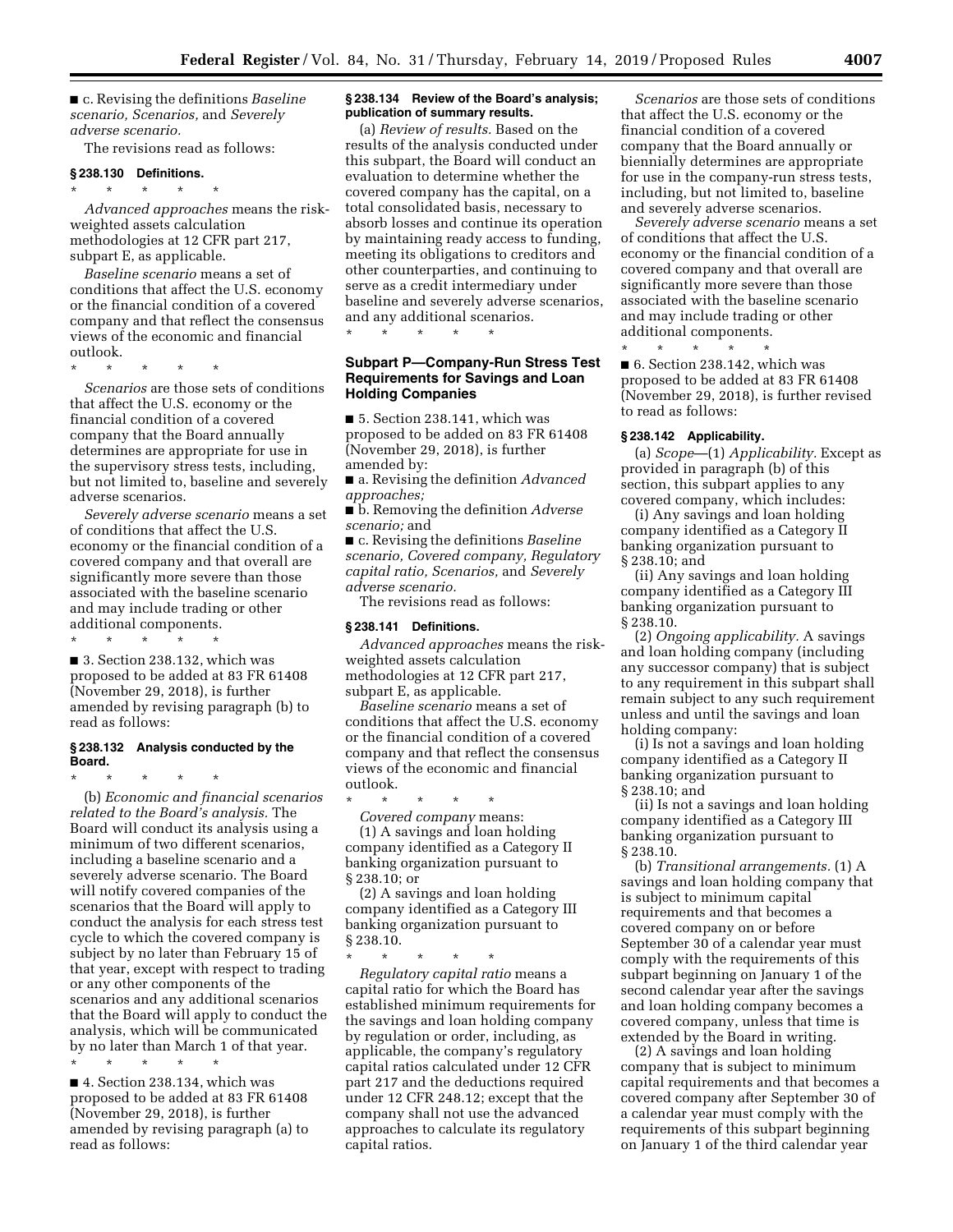■ c. Revising the definitions *Baseline scenario, Scenarios,* and *Severely adverse scenario.*

The revisions read as follows:

**§ 238.130 Definitions.**

\* \* \* \* \*

*Advanced approaches* means the risk-weighted assets calculation methodologies at 12 CFR part 217, subpart E, as applicable.

*Baseline scenario* means a set of conditions that affect the U.S. economy or the financial condition of a covered company and that reflect the consensus views of the economic and financial outlook.

\* \* \* \* \*

*Scenarios* are those sets of conditions that affect the U.S. economy or the financial condition of a covered company that the Board annually determines are appropriate for use in the supervisory stress tests, including, but not limited to, baseline and severely adverse scenarios.

*Severely adverse scenario* means a set of conditions that affect the U.S. economy or the financial condition of a covered company and that overall are significantly more severe than those associated with the baseline scenario and may include trading or other additional components.

\* \* \* \* \*

■ 3. Section 238.132, which was proposed to be added at 83 FR 61408 (November 29, 2018), is further amended by revising paragraph (b) to read as follows:

**§ 238.132 Analysis conducted by the Board.**

\* \* \* \* \*

(b) *Economic and financial scenarios related to the Board's analysis.* The Board will conduct its analysis using a minimum of two different scenarios, including a baseline scenario and a severely adverse scenario. The Board will notify covered companies of the scenarios that the Board will apply to conduct the analysis for each stress test cycle to which the covered company is subject by no later than February 15 of that year, except with respect to trading or any other components of the scenarios and any additional scenarios that the Board will apply to conduct the analysis, which will be communicated by no later than March 1 of that year.

\* \* \* \* \*

■ 4. Section 238.134, which was proposed to be added at 83 FR 61408 (November 29, 2018), is further amended by revising paragraph (a) to read as follows:

**§ 238.134 Review of the Board's analysis; publication of summary results.**

(a) *Review of results.* Based on the results of the analysis conducted under this subpart, the Board will conduct an evaluation to determine whether the covered company has the capital, on a total consolidated basis, necessary to absorb losses and continue its operation by maintaining ready access to funding, meeting its obligations to creditors and other counterparties, and continuing to serve as a credit intermediary under baseline and severely adverse scenarios, and any additional scenarios.

\* \* \* \* \*

## Subpart P—Company-Run Stress Test Requirements for Savings and Loan Holding Companies

■ 5. Section 238.141, which was proposed to be added on 83 FR 61408 (November 29, 2018), is further amended by:

■ a. Revising the definition *Advanced approaches;*

■ b. Removing the definition *Adverse scenario;* and

■ c. Revising the definitions *Baseline scenario, Covered company, Regulatory capital ratio, Scenarios,* and *Severely adverse scenario.*

The revisions read as follows:

**§ 238.141 Definitions.**

*Advanced approaches* means the risk-weighted assets calculation methodologies at 12 CFR part 217, subpart E, as applicable.

*Baseline scenario* means a set of conditions that affect the U.S. economy or the financial condition of a covered company and that reflect the consensus views of the economic and financial outlook.

\* \* \* \* \*

*Covered company* means:

(1) A savings and loan holding company identified as a Category II banking organization pursuant to § 238.10; or

(2) A savings and loan holding company identified as a Category III banking organization pursuant to § 238.10.

\* \* \* \* \*

*Regulatory capital ratio* means a capital ratio for which the Board has established minimum requirements for the savings and loan holding company by regulation or order, including, as applicable, the company's regulatory capital ratios calculated under 12 CFR part 217 and the deductions required under 12 CFR 248.12; except that the company shall not use the advanced approaches to calculate its regulatory capital ratios.

*Scenarios* are those sets of conditions that affect the U.S. economy or the financial condition of a covered company that the Board annually or biennially determines are appropriate for use in the company-run stress tests, including, but not limited to, baseline and severely adverse scenarios.

*Severely adverse scenario* means a set of conditions that affect the U.S. economy or the financial condition of a covered company and that overall are significantly more severe than those associated with the baseline scenario and may include trading or other additional components.

\* \* \* \* \*

■ 6. Section 238.142, which was proposed to be added at 83 FR 61408 (November 29, 2018), is further revised to read as follows:

**§ 238.142 Applicability.**

(a) *Scope*—(1) *Applicability.* Except as provided in paragraph (b) of this section, this subpart applies to any covered company, which includes:

(i) Any savings and loan holding company identified as a Category II banking organization pursuant to § 238.10; and

(ii) Any savings and loan holding company identified as a Category III banking organization pursuant to § 238.10.

(2) *Ongoing applicability.* A savings and loan holding company (including any successor company) that is subject to any requirement in this subpart shall remain subject to any such requirement unless and until the savings and loan holding company:

(i) Is not a savings and loan holding company identified as a Category II banking organization pursuant to § 238.10; and

(ii) Is not a savings and loan holding company identified as a Category III banking organization pursuant to § 238.10.

(b) *Transitional arrangements.* (1) A savings and loan holding company that is subject to minimum capital requirements and that becomes a covered company on or before September 30 of a calendar year must comply with the requirements of this subpart beginning on January 1 of the second calendar year after the savings and loan holding company becomes a covered company, unless that time is extended by the Board in writing.

(2) A savings and loan holding company that is subject to minimum capital requirements and that becomes a covered company after September 30 of a calendar year must comply with the requirements of this subpart beginning on January 1 of the third calendar year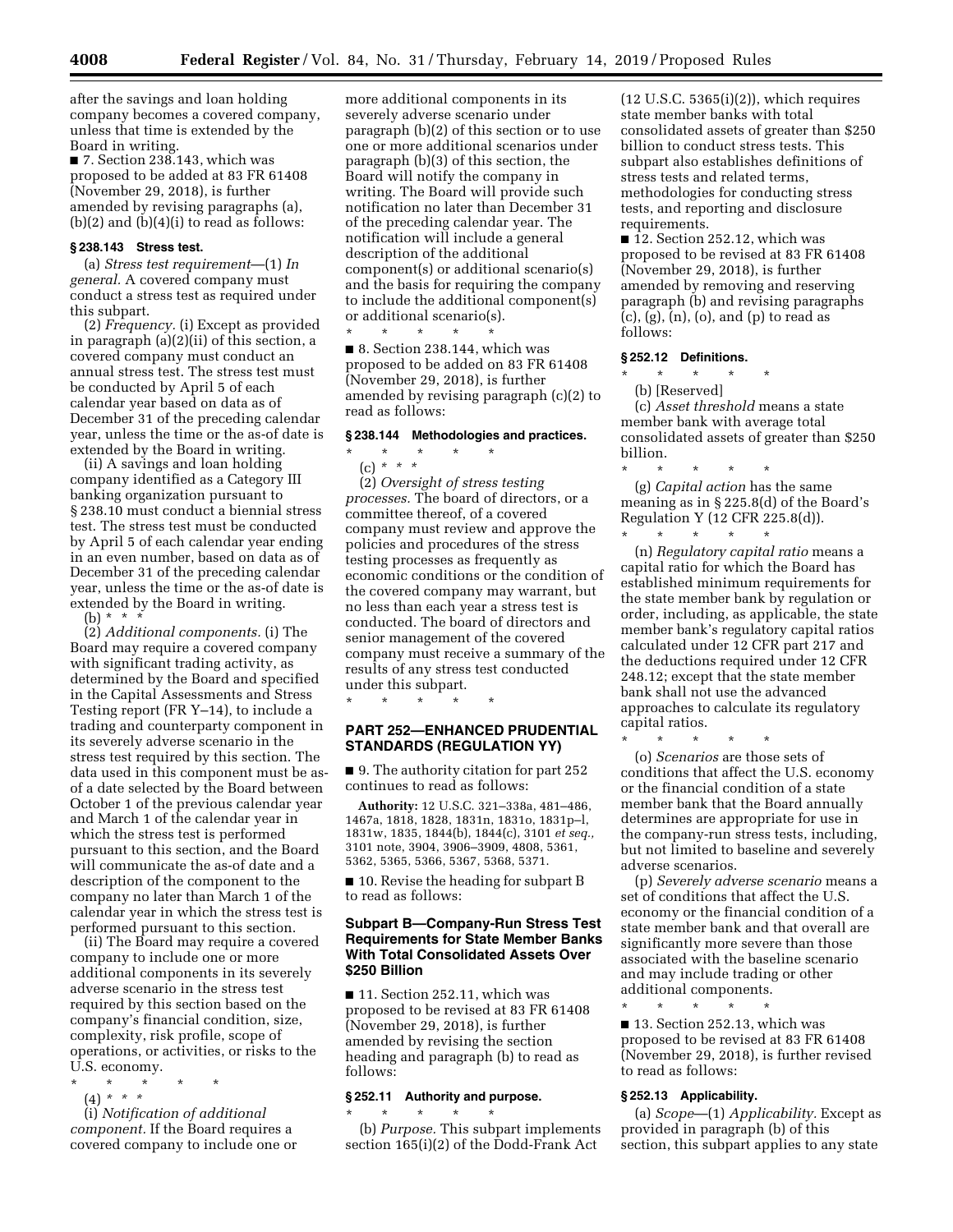after the savings and loan holding company becomes a covered company, unless that time is extended by the Board in writing.

■ 7. Section 238.143, which was proposed to be added at 83 FR 61408 (November 29, 2018), is further amended by revising paragraphs (a), (b)(2) and (b)(4)(i) to read as follows:

### § 238.143 Stress test.

(a) *Stress test requirement*—(1) *In general.* A covered company must conduct a stress test as required under this subpart.

(2) *Frequency.* (i) Except as provided in paragraph (a)(2)(ii) of this section, a covered company must conduct an annual stress test. The stress test must be conducted by April 5 of each calendar year based on data as of December 31 of the preceding calendar year, unless the time or the as-of date is extended by the Board in writing.

(ii) A savings and loan holding company identified as a Category III banking organization pursuant to § 238.10 must conduct a biennial stress test. The stress test must be conducted by April 5 of each calendar year ending in an even number, based on data as of December 31 of the preceding calendar year, unless the time or the as-of date is extended by the Board in writing.

(b) * * *

(2) *Additional components.* (i) The Board may require a covered company with significant trading activity, as determined by the Board and specified in the Capital Assessments and Stress Testing report (FR Y–14), to include a trading and counterparty component in its severely adverse scenario in the stress test required by this section. The data used in this component must be as-of a date selected by the Board between October 1 of the previous calendar year and March 1 of the calendar year in which the stress test is performed pursuant to this section, and the Board will communicate the as-of date and a description of the component to the company no later than March 1 of the calendar year in which the stress test is performed pursuant to this section.

(ii) The Board may require a covered company to include one or more additional components in its severely adverse scenario in the stress test required by this section based on the company's financial condition, size, complexity, risk profile, scope of operations, or activities, or risks to the U.S. economy.

\* \* \* \* \*

(4) * * *

(i) *Notification of additional component.* If the Board requires a covered company to include one or more additional components in its severely adverse scenario under paragraph (b)(2) of this section or to use one or more additional scenarios under paragraph (b)(3) of this section, the Board will notify the company in writing. The Board will provide such notification no later than December 31 of the preceding calendar year. The notification will include a general description of the additional component(s) or additional scenario(s) and the basis for requiring the company to include the additional component(s) or additional scenario(s).

\* \* \* \* \*

■ 8. Section 238.144, which was proposed to be added on 83 FR 61408 (November 29, 2018), is further amended by revising paragraph (c)(2) to read as follows:

### § 238.144 Methodologies and practices.

\* \* \* \* \*

(c) * * *

(2) *Oversight of stress testing processes.* The board of directors, or a committee thereof, of a covered company must review and approve the policies and procedures of the stress testing processes as frequently as economic conditions or the condition of the covered company may warrant, but no less than each year a stress test is conducted. The board of directors and senior management of the covered company must receive a summary of the results of any stress test conducted under this subpart.

\* \* \* \* \*

## PART 252—ENHANCED PRUDENTIAL STANDARDS (REGULATION YY)

■ 9. The authority citation for part 252 continues to read as follows:

**Authority:** 12 U.S.C. 321–338a, 481–486, 1467a, 1818, 1828, 1831n, 1831o, 1831p–l, 1831w, 1835, 1844(b), 1844(c), 3101 *et seq.,* 3101 note, 3904, 3906–3909, 4808, 5361, 5362, 5365, 5366, 5367, 5368, 5371.

■ 10. Revise the heading for subpart B to read as follows:

### Subpart B—Company-Run Stress Test Requirements for State Member Banks With Total Consolidated Assets Over $250 Billion

■ 11. Section 252.11, which was proposed to be revised at 83 FR 61408 (November 29, 2018), is further amended by revising the section heading and paragraph (b) to read as follows:

### § 252.11 Authority and purpose.

\* \* \* \* \*

(b) *Purpose.* This subpart implements section 165(i)(2) of the Dodd-Frank Act (12 U.S.C. 5365(i)(2)), which requires state member banks with total consolidated assets of greater than $250 billion to conduct stress tests. This subpart also establishes definitions of stress tests and related terms, methodologies for conducting stress tests, and reporting and disclosure requirements.

■ 12. Section 252.12, which was proposed to be revised at 83 FR 61408 (November 29, 2018), is further amended by removing and reserving paragraph (b) and revising paragraphs (c), (g), (n), (o), and (p) to read as follows:

### § 252.12 Definitions.

\* \* \* \* \*

(b) [Reserved]

(c) *Asset threshold* means a state member bank with average total consolidated assets of greater than $250 billion.

\* \* \* \* \*

(g) *Capital action* has the same meaning as in § 225.8(d) of the Board's Regulation Y (12 CFR 225.8(d)).

\* \* \* \* \*

(n) *Regulatory capital ratio* means a capital ratio for which the Board has established minimum requirements for the state member bank by regulation or order, including, as applicable, the state member bank's regulatory capital ratios calculated under 12 CFR part 217 and the deductions required under 12 CFR 248.12; except that the state member bank shall not use the advanced approaches to calculate its regulatory capital ratios.

\* \* \* \* \*

(o) *Scenarios* are those sets of conditions that affect the U.S. economy or the financial condition of a state member bank that the Board annually determines are appropriate for use in the company-run stress tests, including, but not limited to baseline and severely adverse scenarios.

(p) *Severely adverse scenario* means a set of conditions that affect the U.S. economy or the financial condition of a state member bank and that overall are significantly more severe than those associated with the baseline scenario and may include trading or other additional components.

\* \* \* \* \*

■ 13. Section 252.13, which was proposed to be revised at 83 FR 61408 (November 29, 2018), is further revised to read as follows:

### § 252.13 Applicability.

(a) *Scope*—(1) *Applicability.* Except as provided in paragraph (b) of this section, this subpart applies to any state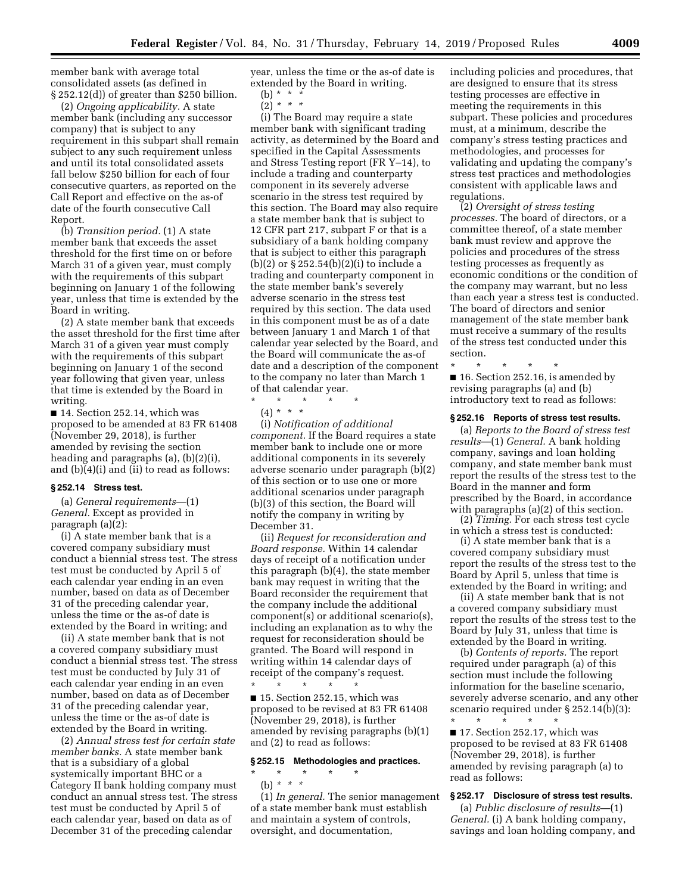member bank with average total consolidated assets (as defined in § 252.12(d)) of greater than $250 billion.

(2) *Ongoing applicability.* A state member bank (including any successor company) that is subject to any requirement in this subpart shall remain subject to any such requirement unless and until its total consolidated assets fall below $250 billion for each of four consecutive quarters, as reported on the Call Report and effective on the as-of date of the fourth consecutive Call Report.

(b) *Transition period.* (1) A state member bank that exceeds the asset threshold for the first time on or before March 31 of a given year, must comply with the requirements of this subpart beginning on January 1 of the following year, unless that time is extended by the Board in writing.

(2) A state member bank that exceeds the asset threshold for the first time after March 31 of a given year must comply with the requirements of this subpart beginning on January 1 of the second year following that given year, unless that time is extended by the Board in writing.

■ 14. Section 252.14, which was proposed to be amended at 83 FR 61408 (November 29, 2018), is further amended by revising the section heading and paragraphs (a), (b)(2)(i), and (b)(4)(i) and (ii) to read as follows:

### § 252.14 Stress test.

(a) *General requirements*—(1) *General.* Except as provided in paragraph (a)(2):

(i) A state member bank that is a covered company subsidiary must conduct a biennial stress test. The stress test must be conducted by April 5 of each calendar year ending in an even number, based on data as of December 31 of the preceding calendar year, unless the time or the as-of date is extended by the Board in writing; and

(ii) A state member bank that is not a covered company subsidiary must conduct a biennial stress test. The stress test must be conducted by July 31 of each calendar year ending in an even number, based on data as of December 31 of the preceding calendar year, unless the time or the as-of date is extended by the Board in writing.

(2) *Annual stress test for certain state member banks.* A state member bank that is a subsidiary of a global systemically important BHC or a Category II bank holding company must conduct an annual stress test. The stress test must be conducted by April 5 of each calendar year, based on data as of December 31 of the preceding calendar year, unless the time or the as-of date is extended by the Board in writing.

(b) * * *

(2) * * *

(i) The Board may require a state member bank with significant trading activity, as determined by the Board and specified in the Capital Assessments and Stress Testing report (FR Y–14), to include a trading and counterparty component in its severely adverse scenario in the stress test required by this section. The Board may also require a state member bank that is subject to 12 CFR part 217, subpart F or that is a subsidiary of a bank holding company that is subject to either this paragraph (b)(2) or § 252.54(b)(2)(i) to include a trading and counterparty component in the state member bank's severely adverse scenario in the stress test required by this section. The data used in this component must be as of a date between January 1 and March 1 of that calendar year selected by the Board, and the Board will communicate the as-of date and a description of the component to the company no later than March 1 of that calendar year.

\* \* \* \* \*

(4) * * *

(i) *Notification of additional component.* If the Board requires a state member bank to include one or more additional components in its severely adverse scenario under paragraph (b)(2) of this section or to use one or more additional scenarios under paragraph (b)(3) of this section, the Board will notify the company in writing by December 31.

(ii) *Request for reconsideration and Board response.* Within 14 calendar days of receipt of a notification under this paragraph (b)(4), the state member bank may request in writing that the Board reconsider the requirement that the company include the additional component(s) or additional scenario(s), including an explanation as to why the request for reconsideration should be granted. The Board will respond in writing within 14 calendar days of receipt of the company's request.

\* \* \* \* \*

■ 15. Section 252.15, which was proposed to be revised at 83 FR 61408 (November 29, 2018), is further amended by revising paragraphs (b)(1) and (2) to read as follows:

### § 252.15 Methodologies and practices.

\* \* \* \* \*

(b) * * *

(1) *In general.* The senior management of a state member bank must establish and maintain a system of controls, oversight, and documentation, including policies and procedures, that are designed to ensure that its stress testing processes are effective in meeting the requirements in this subpart. These policies and procedures must, at a minimum, describe the company's stress testing practices and methodologies, and processes for validating and updating the company's stress test practices and methodologies consistent with applicable laws and regulations.

(2) *Oversight of stress testing processes.* The board of directors, or a committee thereof, of a state member bank must review and approve the policies and procedures of the stress testing processes as frequently as economic conditions or the condition of the company may warrant, but no less than each year a stress test is conducted. The board of directors and senior management of the state member bank must receive a summary of the results of the stress test conducted under this section.

\* \* \* \* \*

■ 16. Section 252.16, is amended by revising paragraphs (a) and (b) introductory text to read as follows:

### § 252.16 Reports of stress test results.

(a) *Reports to the Board of stress test results*—(1) *General.* A bank holding company, savings and loan holding company, and state member bank must report the results of the stress test to the Board in the manner and form prescribed by the Board, in accordance with paragraphs (a)(2) of this section.

(2) *Timing.* For each stress test cycle in which a stress test is conducted:

(i) A state member bank that is a covered company subsidiary must report the results of the stress test to the Board by April 5, unless that time is extended by the Board in writing; and

(ii) A state member bank that is not a covered company subsidiary must report the results of the stress test to the Board by July 31, unless that time is extended by the Board in writing.

(b) *Contents of reports.* The report required under paragraph (a) of this section must include the following information for the baseline scenario, severely adverse scenario, and any other scenario required under § 252.14(b)(3):

\* \* \* \* \*

■ 17. Section 252.17, which was proposed to be revised at 83 FR 61408 (November 29, 2018), is further amended by revising paragraph (a) to read as follows:

### § 252.17 Disclosure of stress test results.

(a) *Public disclosure of results*—(1) *General.* (i) A bank holding company, savings and loan holding company, and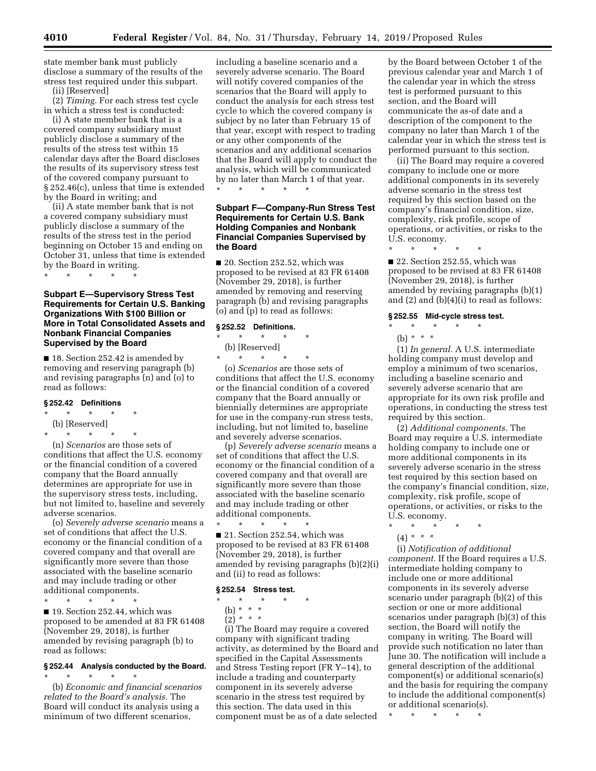state member bank must publicly disclose a summary of the results of the stress test required under this subpart.

(ii) [Reserved]

(2) *Timing.* For each stress test cycle in which a stress test is conducted:

(i) A state member bank that is a covered company subsidiary must publicly disclose a summary of the results of the stress test within 15 calendar days after the Board discloses the results of its supervisory stress test of the covered company pursuant to § 252.46(c), unless that time is extended by the Board in writing; and

(ii) A state member bank that is not a covered company subsidiary must publicly disclose a summary of the results of the stress test in the period beginning on October 15 and ending on October 31, unless that time is extended by the Board in writing.

\* \* \* \* \*

### Subpart E—Supervisory Stress Test Requirements for Certain U.S. Banking Organizations With $100 Billion or More in Total Consolidated Assets and Nonbank Financial Companies Supervised by the Board

■ 18. Section 252.42 is amended by removing and reserving paragraph (b) and revising paragraphs (n) and (o) to read as follows:

#### § 252.42 Definitions

\* \* \* \* \*

(b) [Reserved]

\* \* \* \* \*

(n) *Scenarios* are those sets of conditions that affect the U.S. economy or the financial condition of a covered company that the Board annually determines are appropriate for use in the supervisory stress tests, including, but not limited to, baseline and severely adverse scenarios.

(o) *Severely adverse scenario* means a set of conditions that affect the U.S. economy or the financial condition of a covered company and that overall are significantly more severe than those associated with the baseline scenario and may include trading or other additional components.

\* \* \* \* \*

■ 19. Section 252.44, which was proposed to be amended at 83 FR 61408 (November 29, 2018), is further amended by revising paragraph (b) to read as follows:

#### § 252.44 Analysis conducted by the Board.

\* \* \* \* \*

(b) *Economic and financial scenarios related to the Board's analysis.* The Board will conduct its analysis using a minimum of two different scenarios, including a baseline scenario and a severely adverse scenario. The Board will notify covered companies of the scenarios that the Board will apply to conduct the analysis for each stress test cycle to which the covered company is subject by no later than February 15 of that year, except with respect to trading or any other components of the scenarios and any additional scenarios that the Board will apply to conduct the analysis, which will be communicated by no later than March 1 of that year.

\* \* \* \* \*

### Subpart F—Company-Run Stress Test Requirements for Certain U.S. Bank Holding Companies and Nonbank Financial Companies Supervised by the Board

■ 20. Section 252.52, which was proposed to be revised at 83 FR 61408 (November 29, 2018), is further amended by removing and reserving paragraph (b) and revising paragraphs (o) and (p) to read as follows:

#### § 252.52 Definitions.

\* \* \* \* \*

(b) [Reserved]

\* \* \* \* \*

(o) *Scenarios* are those sets of conditions that affect the U.S. economy or the financial condition of a covered company that the Board annually or biennially determines are appropriate for use in the company-run stress tests, including, but not limited to, baseline and severely adverse scenarios.

(p) *Severely adverse scenario* means a set of conditions that affect the U.S. economy or the financial condition of a covered company and that overall are significantly more severe than those associated with the baseline scenario and may include trading or other additional components.

\* \* \* \* \*

■ 21. Section 252.54, which was proposed to be revised at 83 FR 61408 (November 29, 2018), is further amended by revising paragraphs (b)(2)(i) and (ii) to read as follows:

#### § 252.54 Stress test.

\* \* \* \* \*

(b) \* \* \*

(2) \* \* \*

(i) The Board may require a covered company with significant trading activity, as determined by the Board and specified in the Capital Assessments and Stress Testing report (FR Y–14), to include a trading and counterparty component in its severely adverse scenario in the stress test required by this section. The data used in this component must be as of a date selected by the Board between October 1 of the previous calendar year and March 1 of the calendar year in which the stress test is performed pursuant to this section, and the Board will communicate the as-of date and a description of the component to the company no later than March 1 of the calendar year in which the stress test is performed pursuant to this section.

(ii) The Board may require a covered company to include one or more additional components in its severely adverse scenario in the stress test required by this section based on the company's financial condition, size, complexity, risk profile, scope of operations, or activities, or risks to the U.S. economy.

\* \* \* \* \*

■ 22. Section 252.55, which was proposed to be revised at 83 FR 61408 (November 29, 2018), is further amended by revising paragraphs (b)(1) and (2) and (b)(4)(i) to read as follows:

#### § 252.55 Mid-cycle stress test.

\* \* \* \* \*

(b) \* \* \*

(1) *In general.* A U.S. intermediate holding company must develop and employ a minimum of two scenarios, including a baseline scenario and severely adverse scenario that are appropriate for its own risk profile and operations, in conducting the stress test required by this section.

(2) *Additional components.* The Board may require a U.S. intermediate holding company to include one or more additional components in its severely adverse scenario in the stress test required by this section based on the company's financial condition, size, complexity, risk profile, scope of operations, or activities, or risks to the U.S. economy.

\* \* \* \* \*

(4) \* \* \*

(i) *Notification of additional component.* If the Board requires a U.S. intermediate holding company to include one or more additional components in its severely adverse scenario under paragraph (b)(2) of this section or one or more additional scenarios under paragraph (b)(3) of this section, the Board will notify the company in writing. The Board will provide such notification no later than June 30. The notification will include a general description of the additional component(s) or additional scenario(s) and the basis for requiring the company to include the additional component(s) or additional scenario(s).

\* \* \* \* \*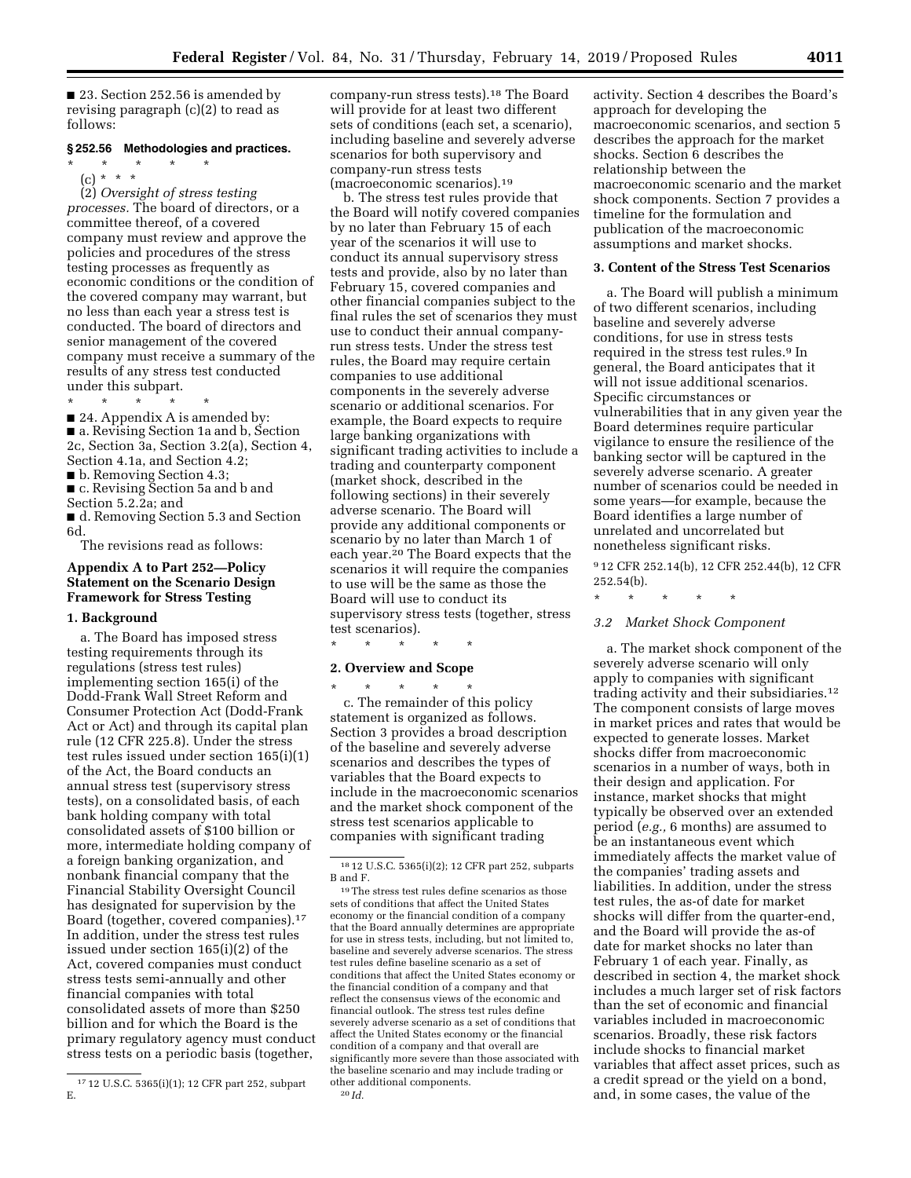■ 23. Section 252.56 is amended by revising paragraph (c)(2) to read as follows:

### § 252.56 Methodologies and practices.

\* \* \* \* \*

(c) \* \* \*

(2) *Oversight of stress testing processes.* The board of directors, or a committee thereof, of a covered company must review and approve the policies and procedures of the stress testing processes as frequently as economic conditions or the condition of the covered company may warrant, but no less than each year a stress test is conducted. The board of directors and senior management of the covered company must receive a summary of the results of any stress test conducted under this subpart.

\* \* \* \* \*

■ 24. Appendix A is amended by:

■ a. Revising Section 1a and b, Section 2c, Section 3a, Section 3.2(a), Section 4, Section 4.1a, and Section 4.2;

■ b. Removing Section 4.3;

■ c. Revising Section 5a and b and Section 5.2.2a; and

■ d. Removing Section 5.3 and Section 6d.

The revisions read as follows:

## Appendix A to Part 252—Policy Statement on the Scenario Design Framework for Stress Testing

### 1. Background

a. The Board has imposed stress testing requirements through its regulations (stress test rules) implementing section 165(i) of the Dodd-Frank Wall Street Reform and Consumer Protection Act (Dodd-Frank Act or Act) and through its capital plan rule (12 CFR 225.8). Under the stress test rules issued under section 165(i)(1) of the Act, the Board conducts an annual stress test (supervisory stress tests), on a consolidated basis, of each bank holding company with total consolidated assets of $100 billion or more, intermediate holding company of a foreign banking organization, and nonbank financial company that the Financial Stability Oversight Council has designated for supervision by the Board (together, covered companies).[17] In addition, under the stress test rules issued under section 165(i)(2) of the Act, covered companies must conduct stress tests semi-annually and other financial companies with total consolidated assets of more than $250 billion and for which the Board is the primary regulatory agency must conduct stress tests on a periodic basis (together, company-run stress tests).[18] The Board will provide for at least two different sets of conditions (each set, a scenario), including baseline and severely adverse scenarios for both supervisory and company-run stress tests (macroeconomic scenarios).[19]

b. The stress test rules provide that the Board will notify covered companies by no later than February 15 of each year of the scenarios it will use to conduct its annual supervisory stress tests and provide, also by no later than February 15, covered companies and other financial companies subject to the final rules the set of scenarios they must use to conduct their annual company-run stress tests. Under the stress test rules, the Board may require certain companies to use additional components in the severely adverse scenario or additional scenarios. For example, the Board expects to require large banking organizations with significant trading activities to include a trading and counterparty component (market shock, described in the following sections) in their severely adverse scenario. The Board will provide any additional components or scenario by no later than March 1 of each year.[20] The Board expects that the scenarios it will require the companies to use will be the same as those the Board will use to conduct its supervisory stress tests (together, stress test scenarios).

\* \* \* \* \*

### 2. Overview and Scope

\* \* \* \* \*

c. The remainder of this policy statement is organized as follows. Section 3 provides a broad description of the baseline and severely adverse scenarios and describes the types of variables that the Board expects to include in the macroeconomic scenarios and the market shock component of the stress test scenarios applicable to companies with significant trading activity. Section 4 describes the Board's approach for developing the macroeconomic scenarios, and section 5 describes the approach for the market shocks. Section 6 describes the relationship between the macroeconomic scenario and the market shock components. Section 7 provides a timeline for the formulation and publication of the macroeconomic assumptions and market shocks.

### 3. Content of the Stress Test Scenarios

a. The Board will publish a minimum of two different scenarios, including baseline and severely adverse conditions, for use in stress tests required in the stress test rules.[9] In general, the Board anticipates that it will not issue additional scenarios. Specific circumstances or vulnerabilities that in any given year the Board determines require particular vigilance to ensure the resilience of the banking sector will be captured in the severely adverse scenario. A greater number of scenarios could be needed in some years—for example, because the Board identifies a large number of unrelated and uncorrelated but nonetheless significant risks.

[9] 12 CFR 252.14(b), 12 CFR 252.44(b), 12 CFR 252.54(b).

\* \* \* \* \*

*3.2 Market Shock Component*

a. The market shock component of the severely adverse scenario will only apply to companies with significant trading activity and their subsidiaries.[12] The component consists of large moves in market prices and rates that would be expected to generate losses. Market shocks differ from macroeconomic scenarios in a number of ways, both in their design and application. For instance, market shocks that might typically be observed over an extended period (*e.g.,* 6 months) are assumed to be an instantaneous event which immediately affects the market value of the companies' trading assets and liabilities. In addition, under the stress test rules, the as-of date for market shocks will differ from the quarter-end, and the Board will provide the as-of date for market shocks no later than February 1 of each year. Finally, as described in section 4, the market shock includes a much larger set of risk factors than the set of economic and financial variables included in macroeconomic scenarios. Broadly, these risk factors include shocks to financial market variables that affect asset prices, such as a credit spread or the yield on a bond, and, in some cases, the value of the

---

[17] 12 U.S.C. 5365(i)(1); 12 CFR part 252, subpart E.

[18] 12 U.S.C. 5365(i)(2); 12 CFR part 252, subparts B and F.

[19] The stress test rules define scenarios as those sets of conditions that affect the United States economy or the financial condition of a company that the Board annually determines are appropriate for use in stress tests, including, but not limited to, baseline and severely adverse scenarios. The stress test rules define baseline scenario as a set of conditions that affect the United States economy or the financial condition of a company and that reflect the consensus views of the economic and financial outlook. The stress test rules define severely adverse scenario as a set of conditions that affect the United States economy or the financial condition of a company and that overall are significantly more severe than those associated with the baseline scenario and may include trading or other additional components.

[20] *Id.*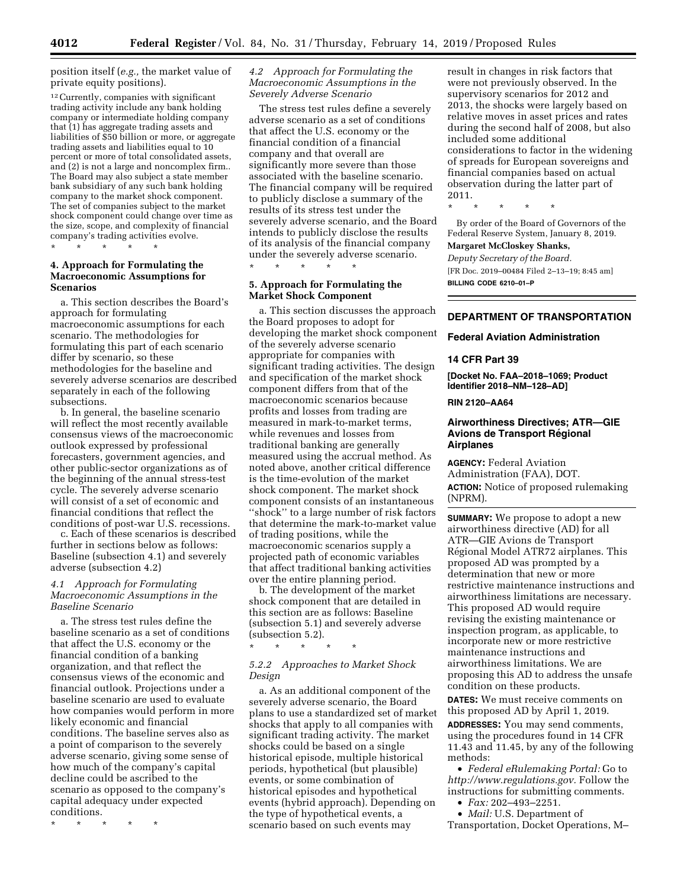position itself (*e.g.,* the market value of private equity positions).

[12] Currently, companies with significant trading activity include any bank holding company or intermediate holding company that (1) has aggregate trading assets and liabilities of $50 billion or more, or aggregate trading assets and liabilities equal to 10 percent or more of total consolidated assets, and (2) is not a large and noncomplex firm.. The Board may also subject a state member bank subsidiary of any such bank holding company to the market shock component. The set of companies subject to the market shock component could change over time as the size, scope, and complexity of financial company's trading activities evolve.

\* \* \* \* \*

### 4. Approach for Formulating the Macroeconomic Assumptions for Scenarios

a. This section describes the Board's approach for formulating macroeconomic assumptions for each scenario. The methodologies for formulating this part of each scenario differ by scenario, so these methodologies for the baseline and severely adverse scenarios are described separately in each of the following subsections.

b. In general, the baseline scenario will reflect the most recently available consensus views of the macroeconomic outlook expressed by professional forecasters, government agencies, and other public-sector organizations as of the beginning of the annual stress-test cycle. The severely adverse scenario will consist of a set of economic and financial conditions that reflect the conditions of post-war U.S. recessions.

c. Each of these scenarios is described further in sections below as follows: Baseline (subsection 4.1) and severely adverse (subsection 4.2)

#### *4.1 Approach for Formulating Macroeconomic Assumptions in the Baseline Scenario*

a. The stress test rules define the baseline scenario as a set of conditions that affect the U.S. economy or the financial condition of a banking organization, and that reflect the consensus views of the economic and financial outlook. Projections under a baseline scenario are used to evaluate how companies would perform in more likely economic and financial conditions. The baseline serves also as a point of comparison to the severely adverse scenario, giving some sense of how much of the company's capital decline could be ascribed to the scenario as opposed to the company's capital adequacy under expected conditions.

\* \* \* \* \*

#### *4.2 Approach for Formulating the Macroeconomic Assumptions in the Severely Adverse Scenario*

The stress test rules define a severely adverse scenario as a set of conditions that affect the U.S. economy or the financial condition of a financial company and that overall are significantly more severe than those associated with the baseline scenario. The financial company will be required to publicly disclose a summary of the results of its stress test under the severely adverse scenario, and the Board intends to publicly disclose the results of its analysis of the financial company under the severely adverse scenario.

\* \* \* \* \*

### 5. Approach for Formulating the Market Shock Component

a. This section discusses the approach the Board proposes to adopt for developing the market shock component of the severely adverse scenario appropriate for companies with significant trading activities. The design and specification of the market shock component differs from that of the macroeconomic scenarios because profits and losses from trading are measured in mark-to-market terms, while revenues and losses from traditional banking are generally measured using the accrual method. As noted above, another critical difference is the time-evolution of the market shock component. The market shock component consists of an instantaneous ''shock'' to a large number of risk factors that determine the mark-to-market value of trading positions, while the macroeconomic scenarios supply a projected path of economic variables that affect traditional banking activities over the entire planning period.

b. The development of the market shock component that are detailed in this section are as follows: Baseline (subsection 5.1) and severely adverse (subsection 5.2).

\* \* \* \* \*

#### *5.2.2 Approaches to Market Shock Design*

a. As an additional component of the severely adverse scenario, the Board plans to use a standardized set of market shocks that apply to all companies with significant trading activity. The market shocks could be based on a single historical episode, multiple historical periods, hypothetical (but plausible) events, or some combination of historical episodes and hypothetical events (hybrid approach). Depending on the type of hypothetical events, a scenario based on such events may result in changes in risk factors that were not previously observed. In the supervisory scenarios for 2012 and 2013, the shocks were largely based on relative moves in asset prices and rates during the second half of 2008, but also included some additional considerations to factor in the widening of spreads for European sovereigns and financial companies based on actual observation during the latter part of 2011.

\* \* \* \* \*

By order of the Board of Governors of the Federal Reserve System, January 8, 2019.

**Margaret McCloskey Shanks,**

*Deputy Secretary of the Board.*

[FR Doc. 2019–00484 Filed 2–13–19; 8:45 am]

**BILLING CODE 6210–01–P**

---

## DEPARTMENT OF TRANSPORTATION

### Federal Aviation Administration

### 14 CFR Part 39

**[Docket No. FAA–2018–1069; Product Identifier 2018–NM–128–AD]**

**RIN 2120–AA64**

### Airworthiness Directives; ATR—GIE Avions de Transport Régional Airplanes

**AGENCY:** Federal Aviation Administration (FAA), DOT.

**ACTION:** Notice of proposed rulemaking (NPRM).

**SUMMARY:** We propose to adopt a new airworthiness directive (AD) for all ATR—GIE Avions de Transport Régional Model ATR72 airplanes. This proposed AD was prompted by a determination that new or more restrictive maintenance instructions and airworthiness limitations are necessary. This proposed AD would require revising the existing maintenance or inspection program, as applicable, to incorporate new or more restrictive maintenance instructions and airworthiness limitations. We are proposing this AD to address the unsafe condition on these products.

**DATES:** We must receive comments on this proposed AD by April 1, 2019.

**ADDRESSES:** You may send comments, using the procedures found in 14 CFR 11.43 and 11.45, by any of the following methods:

- *Federal eRulemaking Portal:* Go to *http://www.regulations.gov.* Follow the instructions for submitting comments.
- *Fax:* 202–493–2251.
- *Mail:* U.S. Department of Transportation, Docket Operations, M–